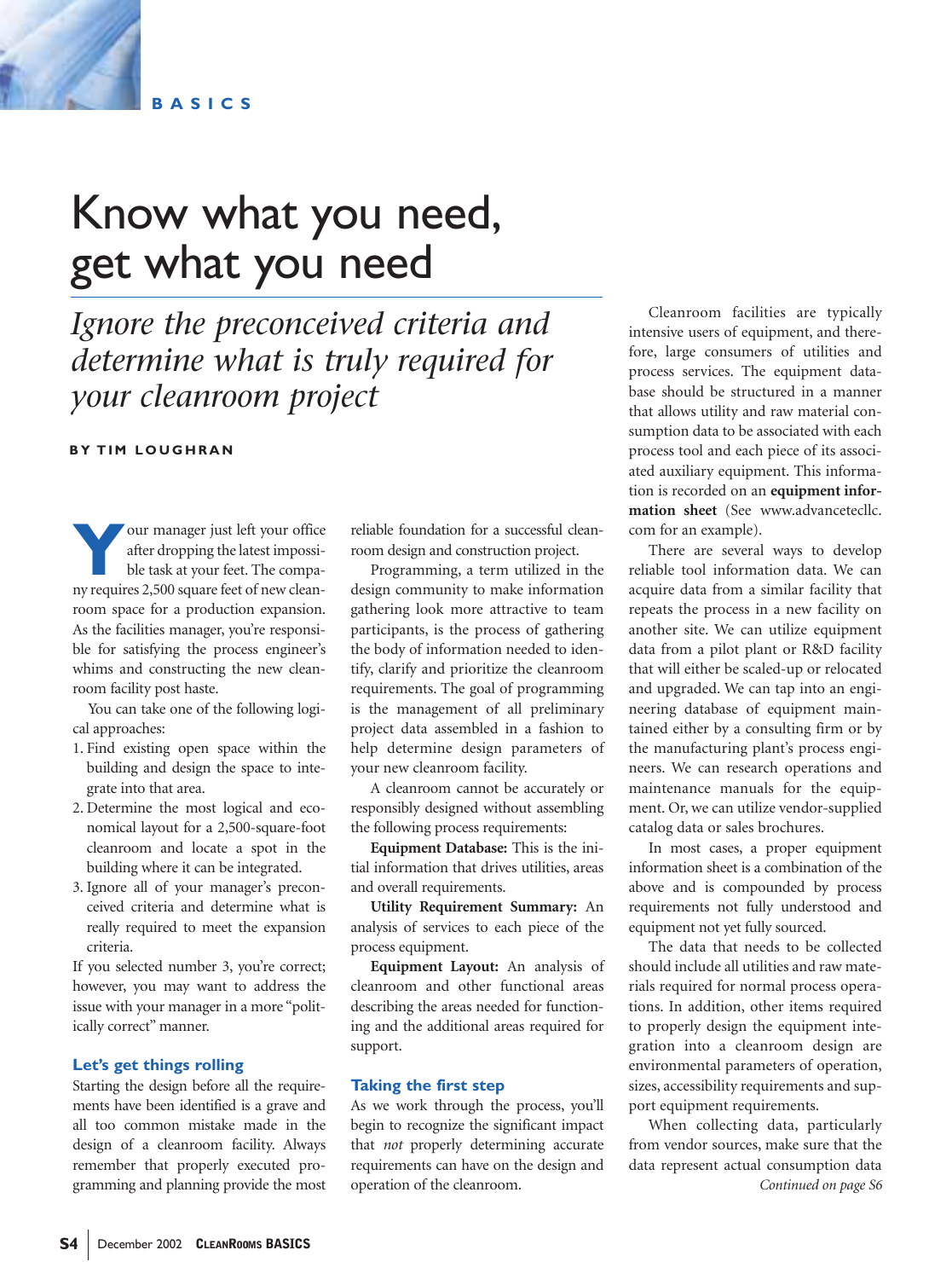BASICS

# Know what you need, get what you need

*Ignore the preconceived criteria and determine what is truly required for your cleanroom project*

**BY TIM LOUGHRAN**

Your manager just left your office after dropping the latest impossible task at your feet. The company requires 2,500 square feet of new cleanroom space for a production expansion. As the facilities manager, you're responsible for satisfying the process engineer's whims and constructing the new cleanroom facility post haste.

You can take one of the following logical approaches:

1. Find existing open space within the building and design the space to integrate into that area.
2. Determine the most logical and economical layout for a 2,500-square-foot cleanroom and locate a spot in the building where it can be integrated.
3. Ignore all of your manager's preconceived criteria and determine what is really required to meet the expansion criteria.

If you selected number 3, you're correct; however, you may want to address the issue with your manager in a more "politically correct" manner.

## Let's get things rolling

Starting the design before all the requirements have been identified is a grave and all too common mistake made in the design of a cleanroom facility. Always remember that properly executed programming and planning provide the most reliable foundation for a successful cleanroom design and construction project.

Programming, a term utilized in the design community to make information gathering look more attractive to team participants, is the process of gathering the body of information needed to identify, clarify and prioritize the cleanroom requirements. The goal of programming is the management of all preliminary project data assembled in a fashion to help determine design parameters of your new cleanroom facility.

A cleanroom cannot be accurately or responsibly designed without assembling the following process requirements:

**Equipment Database:** This is the initial information that drives utilities, areas and overall requirements.

**Utility Requirement Summary:** An analysis of services to each piece of the process equipment.

**Equipment Layout:** An analysis of cleanroom and other functional areas describing the areas needed for functioning and the additional areas required for support.

## Taking the first step

As we work through the process, you'll begin to recognize the significant impact that *not* properly determining accurate requirements can have on the design and operation of the cleanroom.

Cleanroom facilities are typically intensive users of equipment, and therefore, large consumers of utilities and process services. The equipment database should be structured in a manner that allows utility and raw material consumption data to be associated with each process tool and each piece of its associated auxiliary equipment. This information is recorded on an **equipment information sheet** (See www.advanceteccllc.com for an example).

There are several ways to develop reliable tool information data. We can acquire data from a similar facility that repeats the process in a new facility on another site. We can utilize equipment data from a pilot plant or R&D facility that will either be scaled-up or relocated and upgraded. We can tap into an engineering database of equipment maintained either by a consulting firm or by the manufacturing plant's process engineers. We can research operations and maintenance manuals for the equipment. Or, we can utilize vendor-supplied catalog data or sales brochures.

In most cases, a proper equipment information sheet is a combination of the above and is compounded by process requirements not fully understood and equipment not yet fully sourced.

The data that needs to be collected should include all utilities and raw materials required for normal process operations. In addition, other items required to properly design the equipment integration into a cleanroom design are environmental parameters of operation, sizes, accessibility requirements and support equipment requirements.

When collecting data, particularly from vendor sources, make sure that the data represent actual consumption data

*Continued on page S6*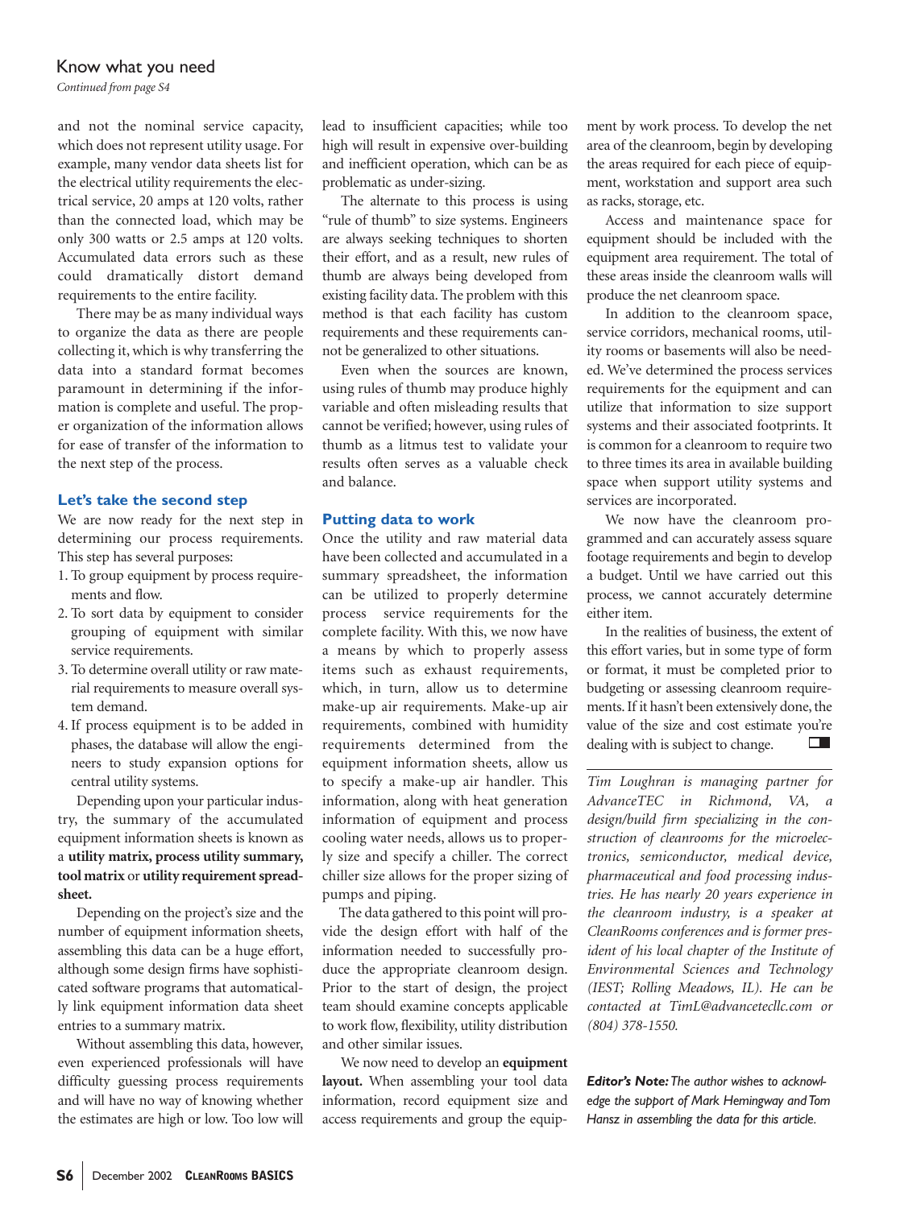## Know what you need

*Continued from page S4*

and not the nominal service capacity, which does not represent utility usage. For example, many vendor data sheets list for the electrical utility requirements the electrical service, 20 amps at 120 volts, rather than the connected load, which may be only 300 watts or 2.5 amps at 120 volts. Accumulated data errors such as these could dramatically distort demand requirements to the entire facility.

There may be as many individual ways to organize the data as there are people collecting it, which is why transferring the data into a standard format becomes paramount in determining if the information is complete and useful. The proper organization of the information allows for ease of transfer of the information to the next step of the process.

### Let's take the second step

We are now ready for the next step in determining our process requirements. This step has several purposes:

1. To group equipment by process requirements and flow.
2. To sort data by equipment to consider grouping of equipment with similar service requirements.
3. To determine overall utility or raw material requirements to measure overall system demand.
4. If process equipment is to be added in phases, the database will allow the engineers to study expansion options for central utility systems.

Depending upon your particular industry, the summary of the accumulated equipment information sheets is known as a **utility matrix, process utility summary, tool matrix** or **utility requirement spreadsheet.**

Depending on the project's size and the number of equipment information sheets, assembling this data can be a huge effort, although some design firms have sophisticated software programs that automatically link equipment information data sheet entries to a summary matrix.

Without assembling this data, however, even experienced professionals will have difficulty guessing process requirements and will have no way of knowing whether the estimates are high or low. Too low will lead to insufficient capacities; while too high will result in expensive over-building and inefficient operation, which can be as problematic as under-sizing.

The alternate to this process is using "rule of thumb" to size systems. Engineers are always seeking techniques to shorten their effort, and as a result, new rules of thumb are always being developed from existing facility data. The problem with this method is that each facility has custom requirements and these requirements cannot be generalized to other situations.

Even when the sources are known, using rules of thumb may produce highly variable and often misleading results that cannot be verified; however, using rules of thumb as a litmus test to validate your results often serves as a valuable check and balance.

### Putting data to work

Once the utility and raw material data have been collected and accumulated in a summary spreadsheet, the information can be utilized to properly determine process service requirements for the complete facility. With this, we now have a means by which to properly assess items such as exhaust requirements, which, in turn, allow us to determine make-up air requirements. Make-up air requirements, combined with humidity requirements determined from the equipment information sheets, allow us to specify a make-up air handler. This information, along with heat generation information of equipment and process cooling water needs, allows us to properly size and specify a chiller. The correct chiller size allows for the proper sizing of pumps and piping.

The data gathered to this point will provide the design effort with half of the information needed to successfully produce the appropriate cleanroom design. Prior to the start of design, the project team should examine concepts applicable to work flow, flexibility, utility distribution and other similar issues.

We now need to develop an **equipment layout.** When assembling your tool data information, record equipment size and access requirements and group the equipment by work process. To develop the net area of the cleanroom, begin by developing the areas required for each piece of equipment, workstation and support area such as racks, storage, etc.

Access and maintenance space for equipment should be included with the equipment area requirement. The total of these areas inside the cleanroom walls will produce the net cleanroom space.

In addition to the cleanroom space, service corridors, mechanical rooms, utility rooms or basements will also be needed. We've determined the process services requirements for the equipment and can utilize that information to size support systems and their associated footprints. It is common for a cleanroom to require two to three times its area in available building space when support utility systems and services are incorporated.

We now have the cleanroom programmed and can accurately assess square footage requirements and begin to develop a budget. Until we have carried out this process, we cannot accurately determine either item.

In the realities of business, the extent of this effort varies, but in some type of form or format, it must be completed prior to budgeting or assessing cleanroom requirements. If it hasn't been extensively done, the value of the size and cost estimate you're dealing with is subject to change.

*Tim Loughran is managing partner for AdvanceTEC in Richmond, VA, a design/build firm specializing in the construction of cleanrooms for the microelectronics, semiconductor, medical device, pharmaceutical and food processing industries. He has nearly 20 years experience in the cleanroom industry, is a speaker at CleanRooms conferences and is former president of his local chapter of the Institute of Environmental Sciences and Technology (IEST; Rolling Meadows, IL). He can be contacted at TimL@advanceteclic.com or (804) 378-1550.*

***Editor's Note:*** *The author wishes to acknowledge the support of Mark Hemingway and Tom Hansz in assembling the data for this article.*